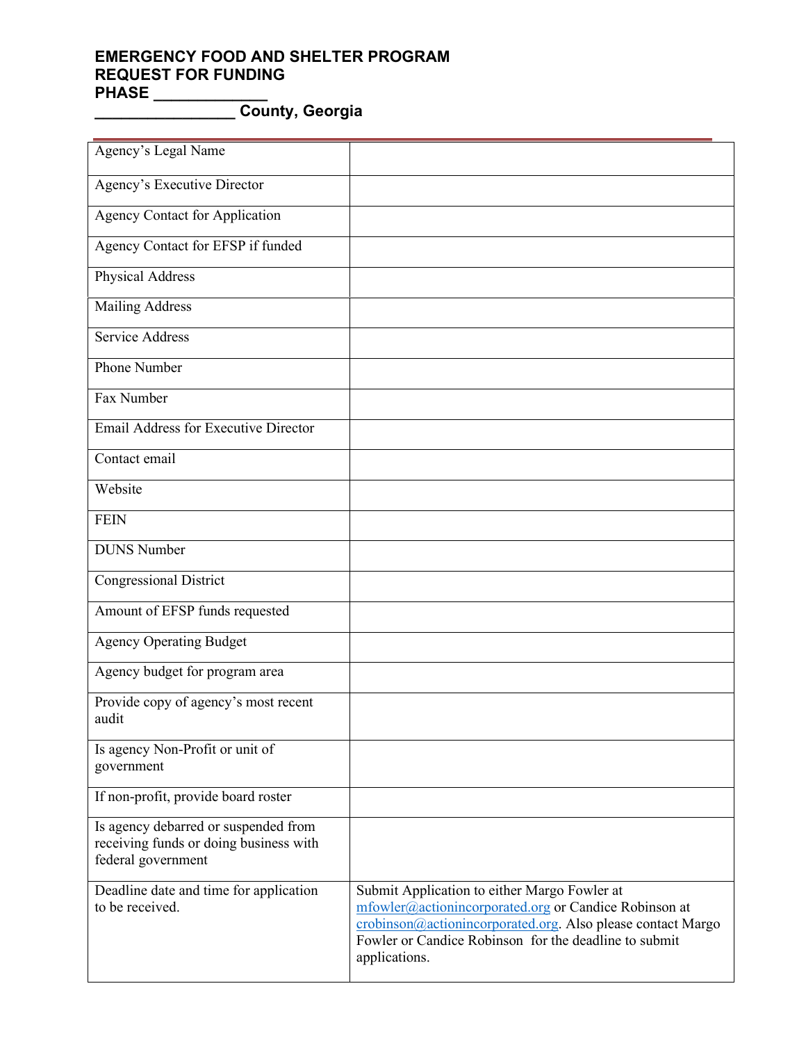# EMERGENCY FOOD AND SHELTER PROGRAM
# REQUEST FOR FUNDING
# PHASE _____________
# ________________ County, Georgia

| | |
|---|---|
| Agency's Legal Name | |
| Agency's Executive Director | |
| Agency Contact for Application | |
| Agency Contact for EFSP if funded | |
| Physical Address | |
| Mailing Address | |
| Service Address | |
| Phone Number | |
| Fax Number | |
| Email Address for Executive Director | |
| Contact email | |
| Website | |
| FEIN | |
| DUNS Number | |
| Congressional District | |
| Amount of EFSP funds requested | |
| Agency Operating Budget | |
| Agency budget for program area | |
| Provide copy of agency's most recent audit | |
| Is agency Non-Profit or unit of government | |
| If non-profit, provide board roster | |
| Is agency debarred or suspended from receiving funds or doing business with federal government | |
| Deadline date and time for application to be received. | Submit Application to either Margo Fowler at mfowler@actionincorporated.org or Candice Robinson at crobinson@actionincorporated.org. Also please contact Margo Fowler or Candice Robinson for the deadline to submit applications. |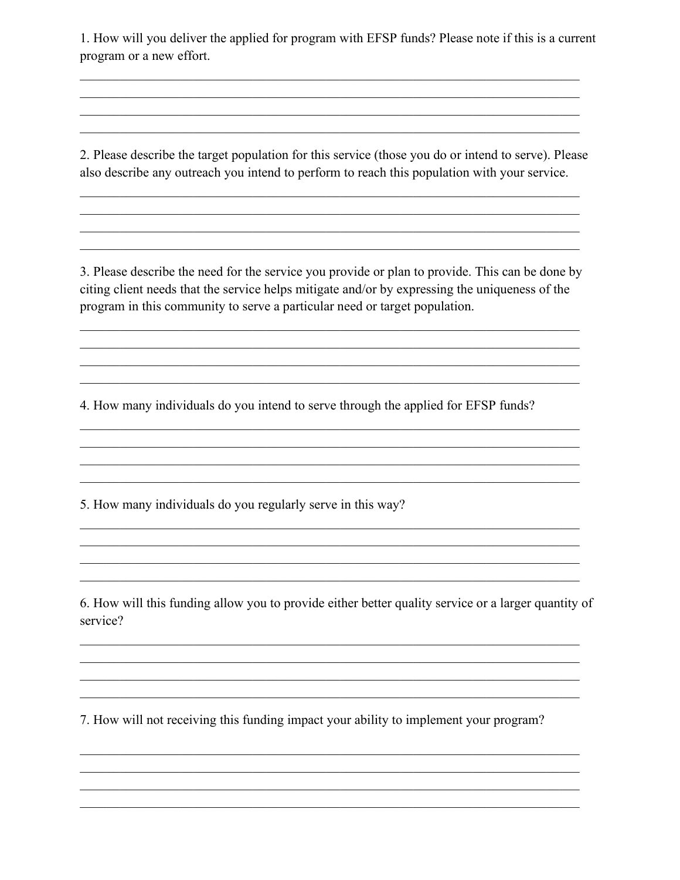1. How will you deliver the applied for program with EFSP funds? Please note if this is a current program or a new effort.

______________________________________________________________________________
______________________________________________________________________________
______________________________________________________________________________
______________________________________________________________________________

2. Please describe the target population for this service (those you do or intend to serve). Please also describe any outreach you intend to perform to reach this population with your service.

______________________________________________________________________________
______________________________________________________________________________
______________________________________________________________________________
______________________________________________________________________________

3. Please describe the need for the service you provide or plan to provide. This can be done by citing client needs that the service helps mitigate and/or by expressing the uniqueness of the program in this community to serve a particular need or target population.

______________________________________________________________________________
______________________________________________________________________________
______________________________________________________________________________
______________________________________________________________________________

4. How many individuals do you intend to serve through the applied for EFSP funds?

______________________________________________________________________________
______________________________________________________________________________
______________________________________________________________________________
______________________________________________________________________________

5. How many individuals do you regularly serve in this way?

______________________________________________________________________________
______________________________________________________________________________
______________________________________________________________________________
______________________________________________________________________________

6. How will this funding allow you to provide either better quality service or a larger quantity of service?

______________________________________________________________________________
______________________________________________________________________________
______________________________________________________________________________
______________________________________________________________________________

7. How will not receiving this funding impact your ability to implement your program?

______________________________________________________________________________
______________________________________________________________________________
______________________________________________________________________________
______________________________________________________________________________